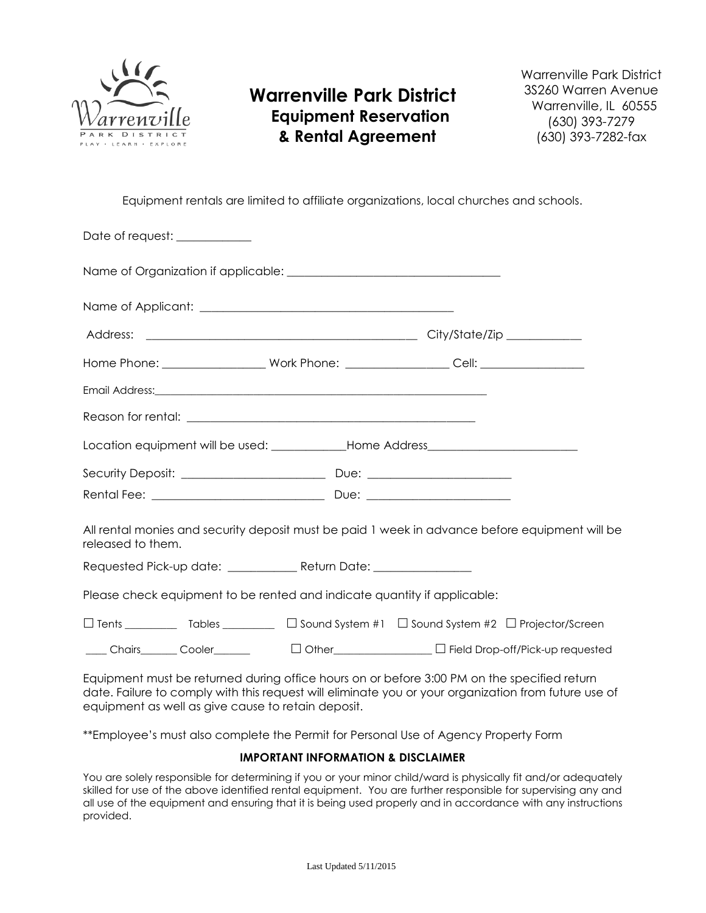Warrenville Park District
PLAY • LEARN • EXPLORE

# Warrenville Park District
## Equipment Reservation & Rental Agreement

Warrenville Park District
3S260 Warren Avenue
Warrenville, IL 60555
(630) 393-7279
(630) 393-7282-fax

Equipment rentals are limited to affiliate organizations, local churches and schools.

Date of request: ____________

Name of Organization if applicable: ___________________________________

Name of Applicant: __________________________________________

Address: _____________________________________________ City/State/Zip ____________

Home Phone: _________________ Work Phone: _________________ Cell: _________________

Email Address:_______________________________________________________________

Reason for rental: ________________________________________________

Location equipment will be used: ____________Home Address________________________

Security Deposit: ________________________ Due: ________________________

Rental Fee: ____________________________ Due: ________________________

All rental monies and security deposit must be paid 1 week in advance before equipment will be released to them.

Requested Pick-up date: ___________ Return Date: ________________

Please check equipment to be rented and indicate quantity if applicable:

☐ Tents _________ Tables _________ ☐ Sound System #1 ☐ Sound System #2 ☐ Projector/Screen

____ Chairs_______ Cooler_______ ☐ Other_________________ ☐ Field Drop-off/Pick-up requested

Equipment must be returned during office hours on or before 3:00 PM on the specified return date. Failure to comply with this request will eliminate you or your organization from future use of equipment as well as give cause to retain deposit.

**Employee's must also complete the Permit for Personal Use of Agency Property Form

### IMPORTANT INFORMATION & DISCLAIMER

You are solely responsible for determining if you or your minor child/ward is physically fit and/or adequately skilled for use of the above identified rental equipment. You are further responsible for supervising any and all use of the equipment and ensuring that it is being used properly and in accordance with any instructions provided.

Last Updated 5/11/2015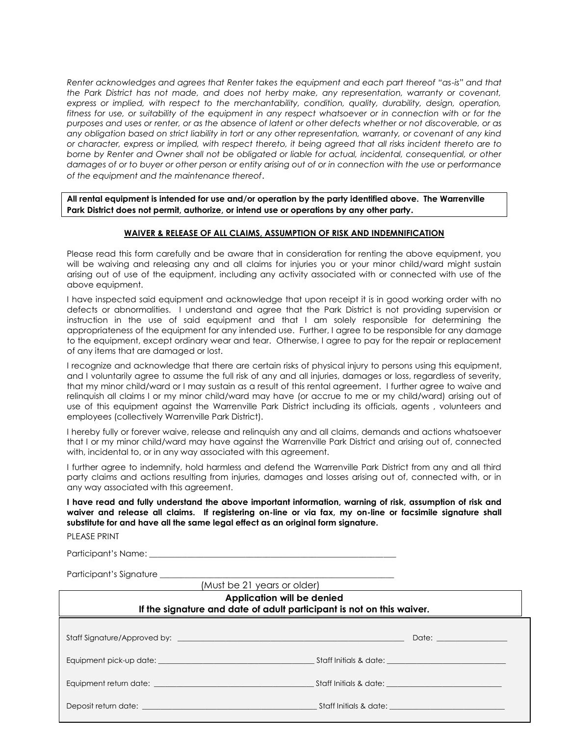*Renter acknowledges and agrees that Renter takes the equipment and each part thereof "as-is" and that the Park District has not made, and does not herby make, any representation, warranty or covenant, express or implied, with respect to the merchantability, condition, quality, durability, design, operation, fitness for use, or suitability of the equipment in any respect whatsoever or in connection with or for the purposes and uses or renter, or as the absence of latent or other defects whether or not discoverable, or as any obligation based on strict liability in tort or any other representation, warranty, or covenant of any kind or character, express or implied, with respect thereto, it being agreed that all risks incident thereto are to borne by Renter and Owner shall not be obligated or liable for actual, incidental, consequential, or other damages of or to buyer or other person or entity arising out of or in connection with the use or performance of the equipment and the maintenance thereof.*

**All rental equipment is intended for use and/or operation by the party identified above. The Warrenville Park District does not permit, authorize, or intend use or operations by any other party.**

## WAIVER & RELEASE OF ALL CLAIMS, ASSUMPTION OF RISK AND INDEMNIFICATION

Please read this form carefully and be aware that in consideration for renting the above equipment, you will be waiving and releasing any and all claims for injuries you or your minor child/ward might sustain arising out of use of the equipment, including any activity associated with or connected with use of the above equipment.

I have inspected said equipment and acknowledge that upon receipt it is in good working order with no defects or abnormalities. I understand and agree that the Park District is not providing supervision or instruction in the use of said equipment and that I am solely responsible for determining the appropriateness of the equipment for any intended use. Further, I agree to be responsible for any damage to the equipment, except ordinary wear and tear. Otherwise, I agree to pay for the repair or replacement of any items that are damaged or lost.

I recognize and acknowledge that there are certain risks of physical injury to persons using this equipment, and I voluntarily agree to assume the full risk of any and all injuries, damages or loss, regardless of severity, that my minor child/ward or I may sustain as a result of this rental agreement. I further agree to waive and relinquish all claims I or my minor child/ward may have (or accrue to me or my child/ward) arising out of use of this equipment against the Warrenville Park District including its officials, agents , volunteers and employees (collectively Warrenville Park District).

I hereby fully or forever waive, release and relinquish any and all claims, demands and actions whatsoever that I or my minor child/ward may have against the Warrenville Park District and arising out of, connected with, incidental to, or in any way associated with this agreement.

I further agree to indemnify, hold harmless and defend the Warrenville Park District from any and all third party claims and actions resulting from injuries, damages and losses arising out of, connected with, or in any way associated with this agreement.

**I have read and fully understand the above important information, warning of risk, assumption of risk and waiver and release all claims. If registering on-line or via fax, my on-line or facsimile signature shall substitute for and have all the same legal effect as an original form signature.**

PLEASE PRINT

Participant's Name: ____________________________________________

Participant's Signature ____________________________________________

(Must be 21 years or older)

**Application will be denied**
**If the signature and date of adult participant is not on this waiver.**

Staff Signature/Approved by: ____________________________________________ Date: ______________

Equipment pick-up date: ______________________________ Staff Initials & date: ______________________

Equipment return date: ______________________________ Staff Initials & date: ______________________

Deposit return date: ______________________________ Staff Initials & date: ______________________